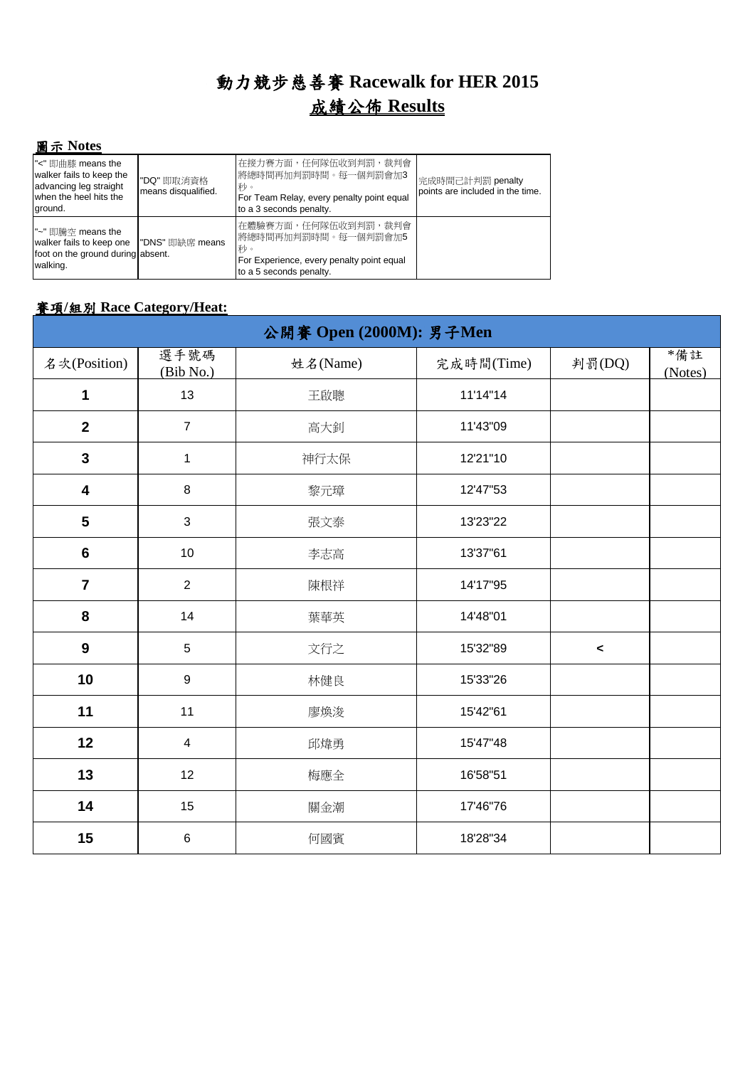# 動力競步慈善賽 Racewalk for HER 2015

## 成績公佈 Results

### 圖示 Notes

| | | | |
|---|---|---|---|
| "<" 即曲膝 means the walker fails to keep the advancing leg straight when the heel hits the ground. | "DQ" 即取消資格 means disqualified. | 在接力賽方面，任何隊伍收到判罰，裁判會將總時間再加判罰時間。每一個判罰會加3秒。 For Team Relay, every penalty point equal to a 3 seconds penalty. | 完成時間已計判罰 penalty points are included in the time. |
| "~" 即騰空 means the walker fails to keep one foot on the ground during walking. | "DNS" 即缺席 means absent. | 在體驗賽方面，任何隊伍收到判罰，裁判會將總時間再加判罰時間。每一個判罰會加5秒。 For Experience, every penalty point equal to a 5 seconds penalty. | |

### 賽項/組別 Race Category/Heat:

| 公開賽 Open (2000M): 男子Men | | | | | |
|---|---|---|---|---|---|
| 名次(Position) | 選手號碼 (Bib No.) | 姓名(Name) | 完成時間(Time) | 判罰(DQ) | *備註 (Notes) |
| 1 | 13 | 王啟聰 | 11'14"14 | | |
| 2 | 7 | 高大釗 | 11'43"09 | | |
| 3 | 1 | 神行太保 | 12'21"10 | | |
| 4 | 8 | 黎元璋 | 12'47"53 | | |
| 5 | 3 | 張文泰 | 13'23"22 | | |
| 6 | 10 | 李志高 | 13'37"61 | | |
| 7 | 2 | 陳根祥 | 14'17"95 | | |
| 8 | 14 | 葉華英 | 14'48"01 | | |
| 9 | 5 | 文行之 | 15'32"89 | < | |
| 10 | 9 | 林健良 | 15'33"26 | | |
| 11 | 11 | 廖煥浚 | 15'42"61 | | |
| 12 | 4 | 邱煒勇 | 15'47"48 | | |
| 13 | 12 | 梅應全 | 16'58"51 | | |
| 14 | 15 | 關金潮 | 17'46"76 | | |
| 15 | 6 | 何國賓 | 18'28"34 | | |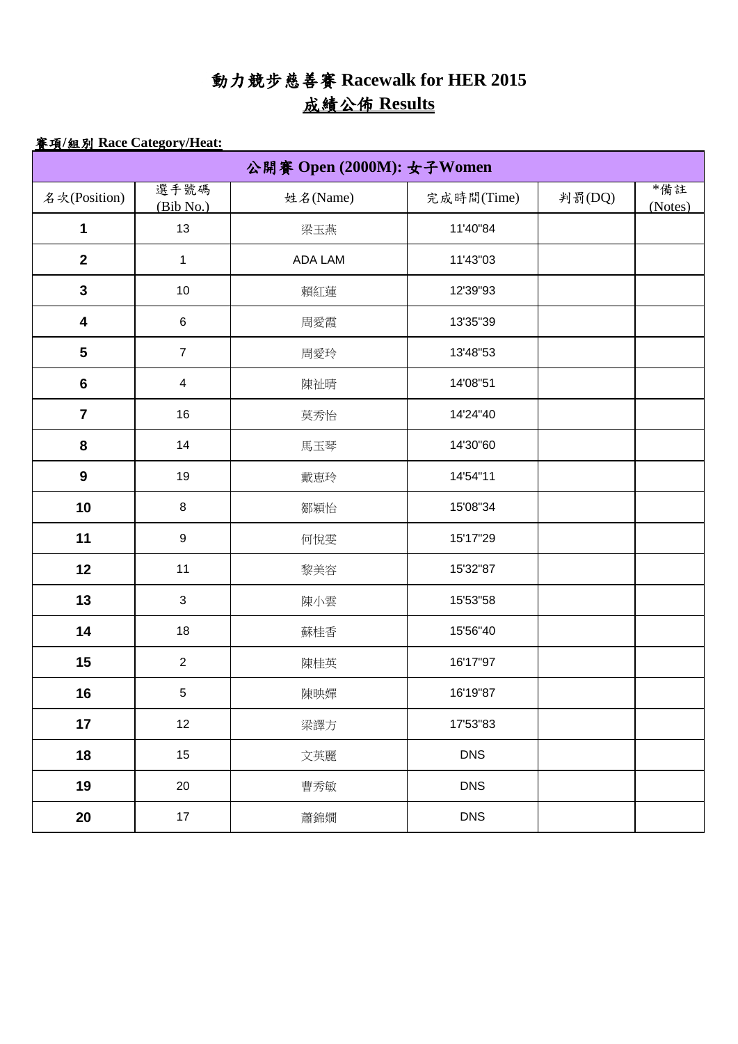# 動力競步慈善賽 Racewalk for HER 2015

## 成績公佈 Results

**賽項/組別 Race Category/Heat:**

| 公開賽 Open (2000M): 女子Women | | | | | |
|---|---|---|---|---|---|
| 名次(Position) | 選手號碼 (Bib No.) | 姓名(Name) | 完成時間(Time) | 判罰(DQ) | *備註 (Notes) |
| **1** | 13 | 梁玉燕 | 11'40"84 | | |
| **2** | 1 | ADA LAM | 11'43"03 | | |
| **3** | 10 | 賴紅蓮 | 12'39"93 | | |
| **4** | 6 | 周愛霞 | 13'35"39 | | |
| **5** | 7 | 周愛玲 | 13'48"53 | | |
| **6** | 4 | 陳祉晴 | 14'08"51 | | |
| **7** | 16 | 莫秀怡 | 14'24"40 | | |
| **8** | 14 | 馬玉琴 | 14'30"60 | | |
| **9** | 19 | 戴恵玲 | 14'54"11 | | |
| **10** | 8 | 鄒穎怡 | 15'08"34 | | |
| **11** | 9 | 何悅雯 | 15'17"29 | | |
| **12** | 11 | 黎美容 | 15'32"87 | | |
| **13** | 3 | 陳小雲 | 15'53"58 | | |
| **14** | 18 | 蘇桂香 | 15'56"40 | | |
| **15** | 2 | 陳桂英 | 16'17"97 | | |
| **16** | 5 | 陳映嬋 | 16'19"87 | | |
| **17** | 12 | 梁譯方 | 17'53"83 | | |
| **18** | 15 | 文英麗 | DNS | | |
| **19** | 20 | 曹秀敏 | DNS | | |
| **20** | 17 | 蕭錦嫺 | DNS | | |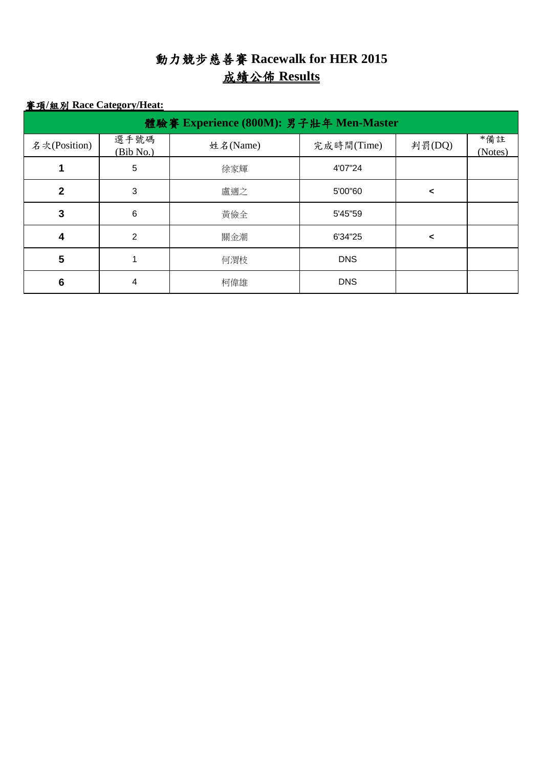# 動力競步慈善賽 Racewalk for HER 2015

## 成績公佈 Results

**賽項/組別 Race Category/Heat:**

| 體驗賽 Experience (800M): 男子壯年 Men-Master | | | | | |
|---|---|---|---|---|---|
| 名次(Position) | 選手號碼 (Bib No.) | 姓名(Name) | 完成時間(Time) | 判罰(DQ) | *備註 (Notes) |
| **1** | 5 | 徐家輝 | 4'07"24 | | |
| **2** | 3 | 盧適之 | 5'00"60 | < | |
| **3** | 6 | 黃儉全 | 5'45"59 | | |
| **4** | 2 | 關金潮 | 6'34"25 | < | |
| **5** | 1 | 何渭枝 | DNS | | |
| **6** | 4 | 柯偉雄 | DNS | | |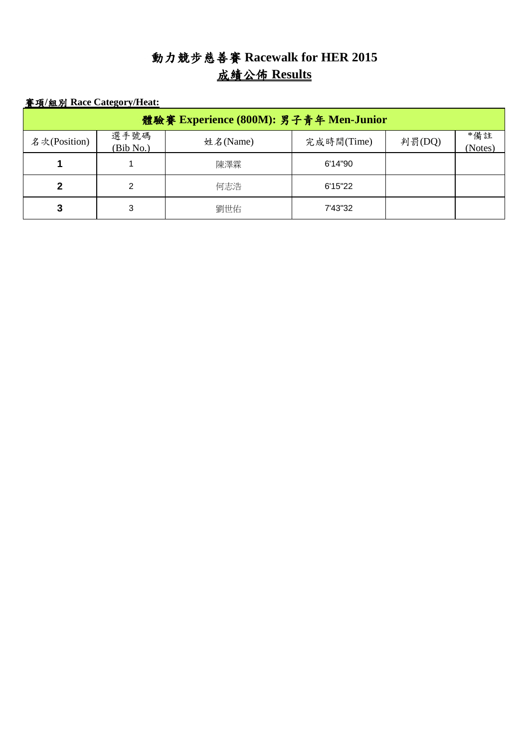# 動力競步慈善賽 Racewalk for HER 2015

## 成績公佈 Results

**賽項/組別 Race Category/Heat:**

| 體驗賽 Experience (800M): 男子青年 Men-Junior | | | | | |
|---|---|---|---|---|---|
| 名次(Position) | 選手號碼 (Bib No.) | 姓名(Name) | 完成時間(Time) | 判罰(DQ) | *備註 (Notes) |
| **1** | 1 | 陳澤霖 | 6'14"90 | | |
| **2** | 2 | 何志浩 | 6'15"22 | | |
| **3** | 3 | 劉世佑 | 7'43"32 | | |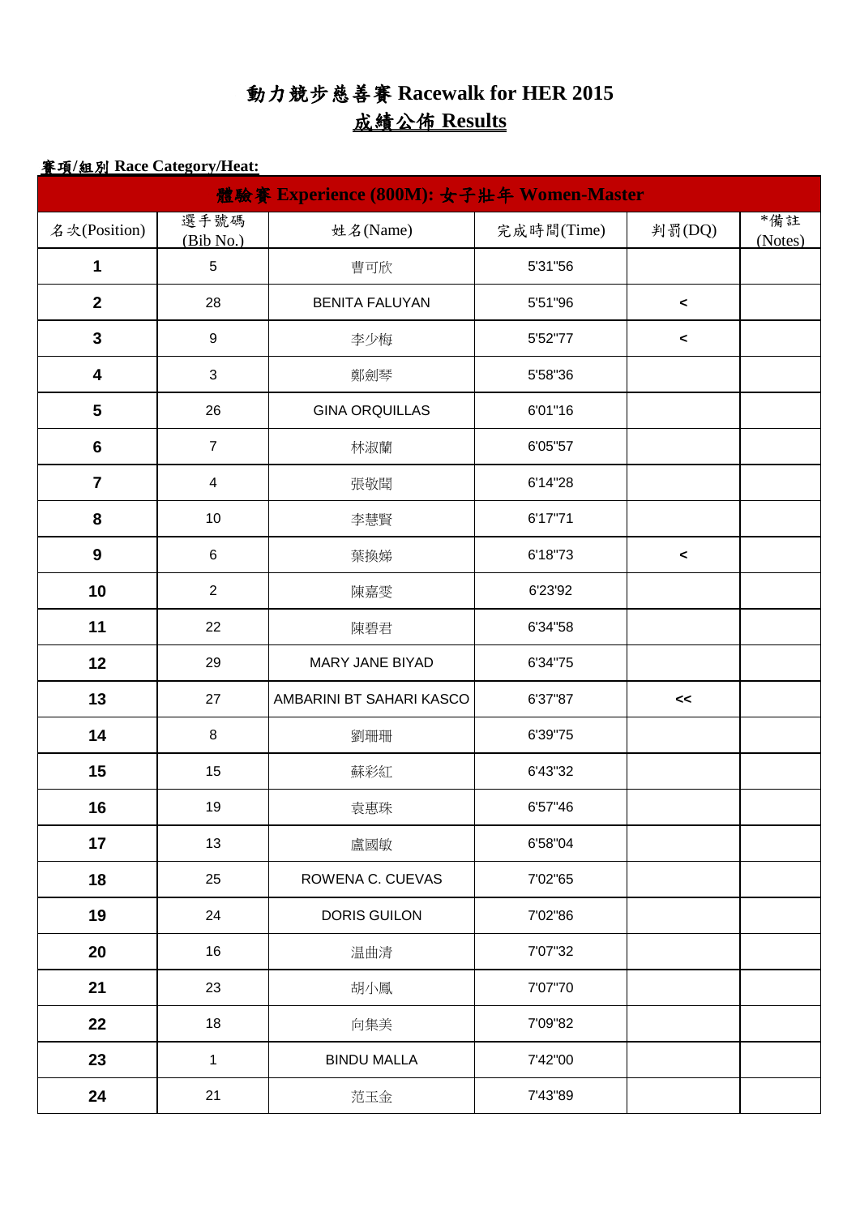# 動力競步慈善賽 Racewalk for HER 2015

## 成績公佈 Results

**賽項/組別 Race Category/Heat:**

| 體驗賽 Experience (800M): 女子壯年 Women-Master | | | | | |
|---|---|---|---|---|---|
| 名次(Position) | 選手號碼 (Bib No.) | 姓名(Name) | 完成時間(Time) | 判罰(DQ) | *備註 (Notes) |
| **1** | 5 | 曹可欣 | 5'31"56 | | |
| **2** | 28 | BENITA FALUYAN | 5'51"96 | < | |
| **3** | 9 | 李少梅 | 5'52"77 | < | |
| **4** | 3 | 鄭劍琴 | 5'58"36 | | |
| **5** | 26 | GINA ORQUILLAS | 6'01"16 | | |
| **6** | 7 | 林淑蘭 | 6'05"57 | | |
| **7** | 4 | 張敬聞 | 6'14"28 | | |
| **8** | 10 | 李慧賢 | 6'17"71 | | |
| **9** | 6 | 葉換娣 | 6'18"73 | < | |
| **10** | 2 | 陳嘉雯 | 6'23'92 | | |
| **11** | 22 | 陳碧君 | 6'34"58 | | |
| **12** | 29 | MARY JANE BIYAD | 6'34"75 | | |
| **13** | 27 | AMBARINI BT SAHARI KASCO | 6'37"87 | << | |
| **14** | 8 | 劉珊珊 | 6'39"75 | | |
| **15** | 15 | 蘇彩紅 | 6'43"32 | | |
| **16** | 19 | 袁惠珠 | 6'57"46 | | |
| **17** | 13 | 盧國敏 | 6'58"04 | | |
| **18** | 25 | ROWENA C. CUEVAS | 7'02"65 | | |
| **19** | 24 | DORIS GUILON | 7'02"86 | | |
| **20** | 16 | 温曲清 | 7'07"32 | | |
| **21** | 23 | 胡小鳳 | 7'07"70 | | |
| **22** | 18 | 向集美 | 7'09"82 | | |
| **23** | 1 | BINDU MALLA | 7'42"00 | | |
| **24** | 21 | 范玉金 | 7'43"89 | | |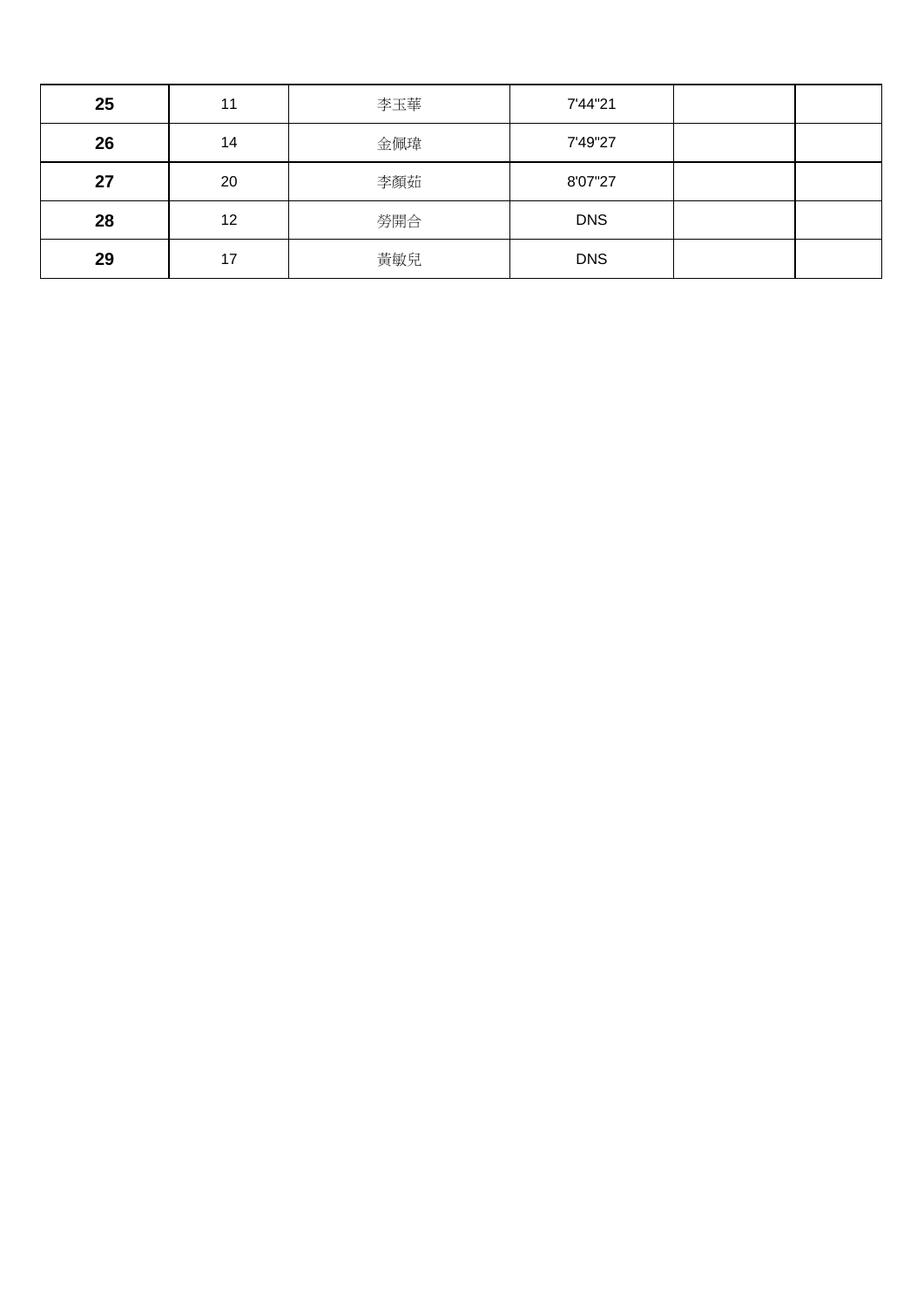| | | | | | |
|---|---|---|---|---|---|
| **25** | 11 | 李玉華 | 7'44"21 | | |
| **26** | 14 | 金佩瑋 | 7'49"27 | | |
| **27** | 20 | 李顏茹 | 8'07"27 | | |
| **28** | 12 | 勞開合 | DNS | | |
| **29** | 17 | 黃敏兒 | DNS | | |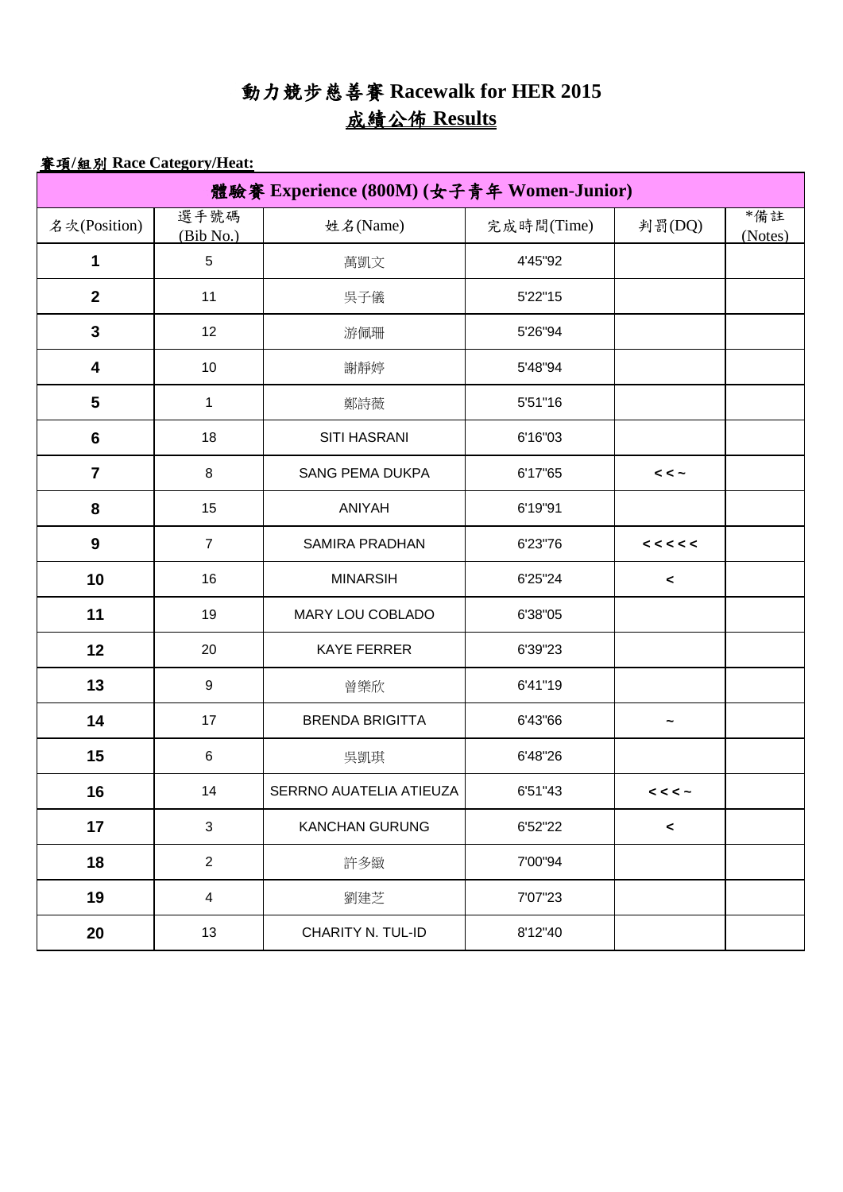# 動力競步慈善賽 Racewalk for HER 2015

## 成績公佈 Results

**賽項/組別 Race Category/Heat:**

| 體驗賽 Experience (800M) (女子青年 Women-Junior) | | | | | |
|---|---|---|---|---|---|
| 名次(Position) | 選手號碼 (Bib No.) | 姓名(Name) | 完成時間(Time) | 判罰(DQ) | *備註 (Notes) |
| **1** | 5 | 萬凱文 | 4'45"92 | | |
| **2** | 11 | 吳子儀 | 5'22"15 | | |
| **3** | 12 | 游佩珊 | 5'26"94 | | |
| **4** | 10 | 謝靜婷 | 5'48"94 | | |
| **5** | 1 | 鄭詩薇 | 5'51"16 | | |
| **6** | 18 | SITI HASRANI | 6'16"03 | | |
| **7** | 8 | SANG PEMA DUKPA | 6'17"65 | < < ~ | |
| **8** | 15 | ANIYAH | 6'19"91 | | |
| **9** | 7 | SAMIRA PRADHAN | 6'23"76 | < < < < < | |
| **10** | 16 | MINARSIH | 6'25"24 | < | |
| **11** | 19 | MARY LOU COBLADO | 6'38"05 | | |
| **12** | 20 | KAYE FERRER | 6'39"23 | | |
| **13** | 9 | 曾樂欣 | 6'41"19 | | |
| **14** | 17 | BRENDA BRIGITTA | 6'43"66 | ~ | |
| **15** | 6 | 吳凱琪 | 6'48"26 | | |
| **16** | 14 | SERRNO AUATELIA ATIEUZA | 6'51"43 | < < < ~ | |
| **17** | 3 | KANCHAN GURUNG | 6'52"22 | < | |
| **18** | 2 | 許多緻 | 7'00"94 | | |
| **19** | 4 | 劉建芝 | 7'07"23 | | |
| **20** | 13 | CHARITY N. TUL-ID | 8'12"40 | | |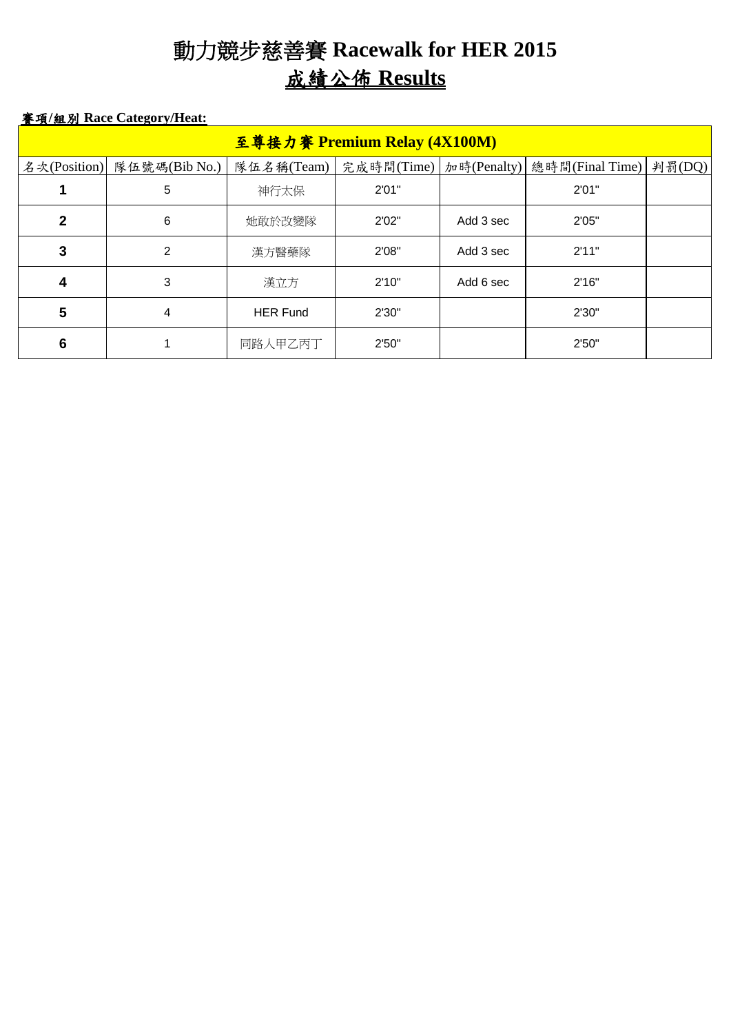# 動力競步慈善賽 Racewalk for HER 2015

## 成績公佈 Results

**賽項/組別 Race Category/Heat:**

| 至尊接力賽 Premium Relay (4X100M) | | | | | | |
|---|---|---|---|---|---|---|
| 名次(Position) | 隊伍號碼(Bib No.) | 隊伍名稱(Team) | 完成時間(Time) | 加時(Penalty) | 總時間(Final Time) | 判罰(DQ) |
| **1** | 5 | 神行太保 | 2'01" | | 2'01" | |
| **2** | 6 | 她敢於改變隊 | 2'02" | Add 3 sec | 2'05" | |
| **3** | 2 | 漢方醫藥隊 | 2'08" | Add 3 sec | 2'11" | |
| **4** | 3 | 漢立方 | 2'10" | Add 6 sec | 2'16" | |
| **5** | 4 | HER Fund | 2'30" | | 2'30" | |
| **6** | 1 | 同路人甲乙丙丁 | 2'50" | | 2'50" | |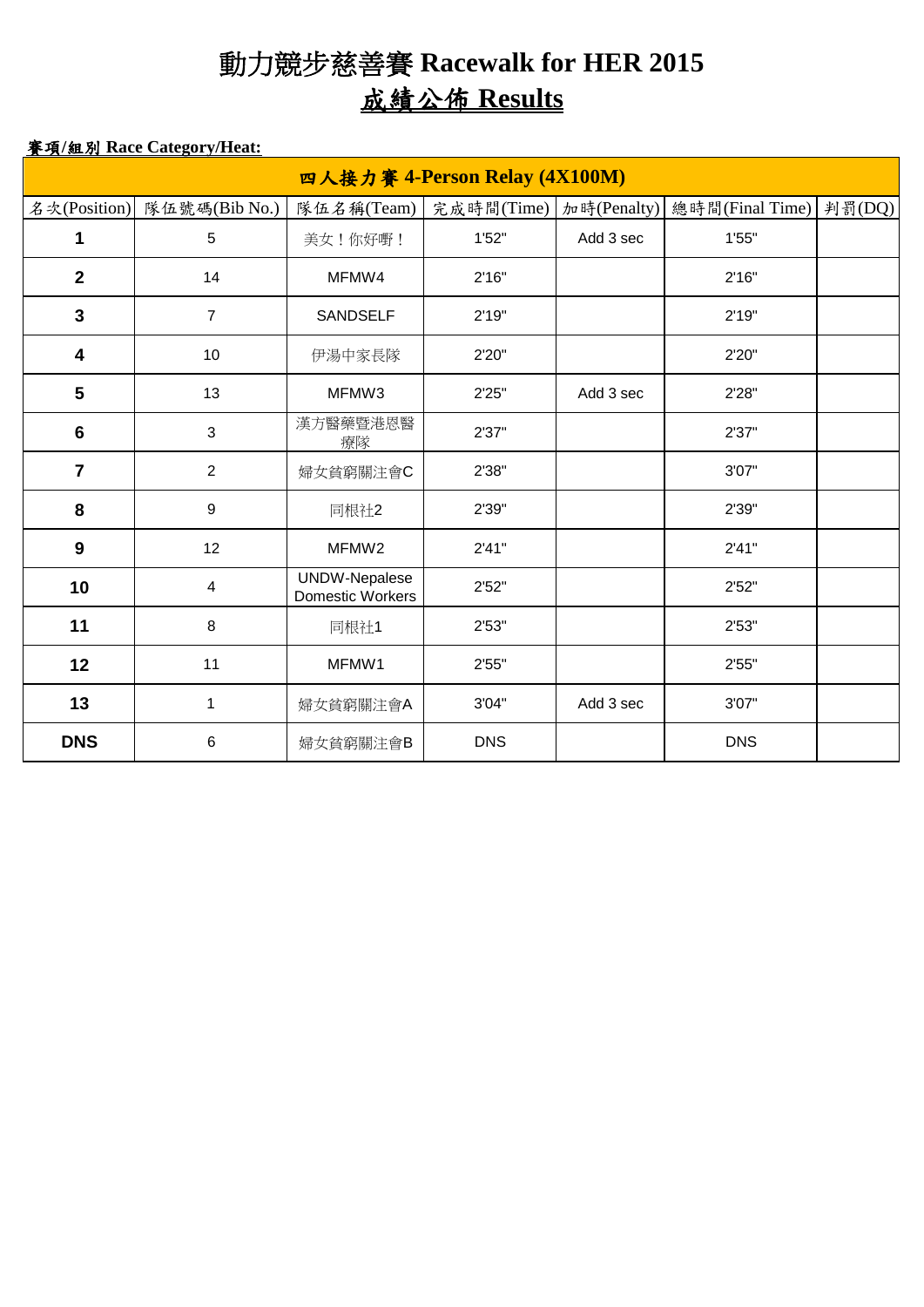# 動力競步慈善賽 Racewalk for HER 2015

## 成績公佈 Results

**賽項/組別 Race Category/Heat:**

| 四人接力賽 4-Person Relay (4X100M) | | | | | | |
|---|---|---|---|---|---|---|
| 名次(Position) | 隊伍號碼(Bib No.) | 隊伍名稱(Team) | 完成時間(Time) | 加時(Penalty) | 總時間(Final Time) | 判罰(DQ) |
| **1** | 5 | 美女！你好嘢！ | 1'52" | Add 3 sec | 1'55" | |
| **2** | 14 | MFMW4 | 2'16" | | 2'16" | |
| **3** | 7 | SANDSELF | 2'19" | | 2'19" | |
| **4** | 10 | 伊湯中家長隊 | 2'20" | | 2'20" | |
| **5** | 13 | MFMW3 | 2'25" | Add 3 sec | 2'28" | |
| **6** | 3 | 漢方醫藥暨港恩醫療隊 | 2'37" | | 2'37" | |
| **7** | 2 | 婦女貧窮關注會C | 2'38" | | 3'07" | |
| **8** | 9 | 同根社2 | 2'39" | | 2'39" | |
| **9** | 12 | MFMW2 | 2'41" | | 2'41" | |
| **10** | 4 | UNDW-Nepalese Domestic Workers | 2'52" | | 2'52" | |
| **11** | 8 | 同根社1 | 2'53" | | 2'53" | |
| **12** | 11 | MFMW1 | 2'55" | | 2'55" | |
| **13** | 1 | 婦女貧窮關注會A | 3'04" | Add 3 sec | 3'07" | |
| **DNS** | 6 | 婦女貧窮關注會B | DNS | | DNS | |